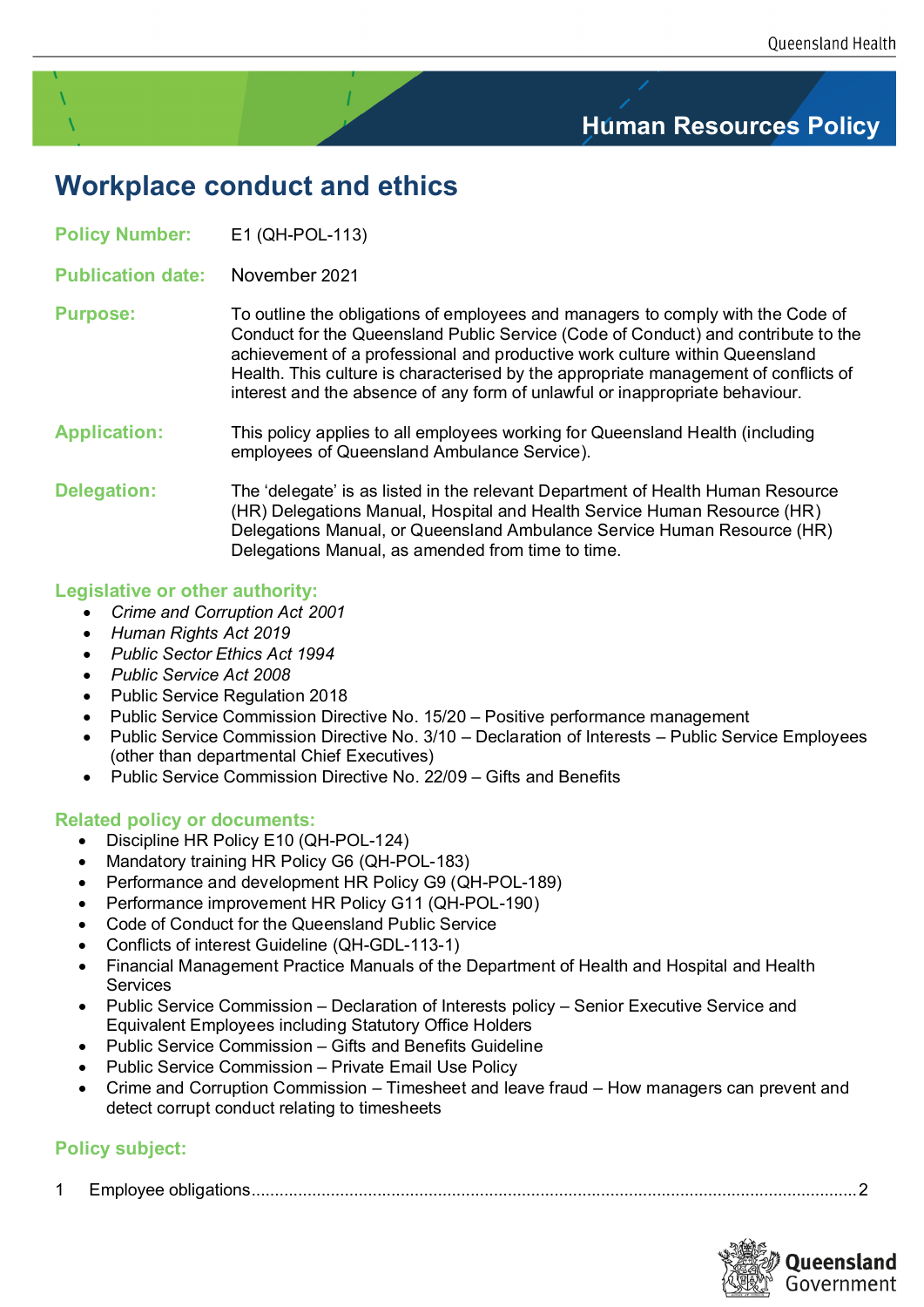Human Resources Policy

# Workplace conduct and ethics

**Policy Number:** E1 (QH-POL-113)

**Publication date:** November 2021

**Purpose:** To outline the obligations of employees and managers to comply with the Code of Conduct for the Queensland Public Service (Code of Conduct) and contribute to the achievement of a professional and productive work culture within Queensland Health. This culture is characterised by the appropriate management of conflicts of interest and the absence of any form of unlawful or inappropriate behaviour.

**Application:** This policy applies to all employees working for Queensland Health (including employees of Queensland Ambulance Service).

**Delegation:** The 'delegate' is as listed in the relevant Department of Health Human Resource (HR) Delegations Manual, Hospital and Health Service Human Resource (HR) Delegations Manual, or Queensland Ambulance Service Human Resource (HR) Delegations Manual, as amended from time to time.

## Legislative or other authority:

- *Crime and Corruption Act 2001*
- *Human Rights Act 2019*
- *Public Sector Ethics Act 1994*
- *Public Service Act 2008*
- Public Service Regulation 2018
- Public Service Commission Directive No. 15/20 – Positive performance management
- Public Service Commission Directive No. 3/10 – Declaration of Interests – Public Service Employees (other than departmental Chief Executives)
- Public Service Commission Directive No. 22/09 – Gifts and Benefits

## Related policy or documents:

- Discipline HR Policy E10 (QH-POL-124)
- Mandatory training HR Policy G6 (QH-POL-183)
- Performance and development HR Policy G9 (QH-POL-189)
- Performance improvement HR Policy G11 (QH-POL-190)
- Code of Conduct for the Queensland Public Service
- Conflicts of interest Guideline (QH-GDL-113-1)
- Financial Management Practice Manuals of the Department of Health and Hospital and Health Services
- Public Service Commission – Declaration of Interests policy – Senior Executive Service and Equivalent Employees including Statutory Office Holders
- Public Service Commission – Gifts and Benefits Guideline
- Public Service Commission – Private Email Use Policy
- Crime and Corruption Commission – Timesheet and leave fraud – How managers can prevent and detect corrupt conduct relating to timesheets

## Policy subject:

1 Employee obligations ....................................................... 2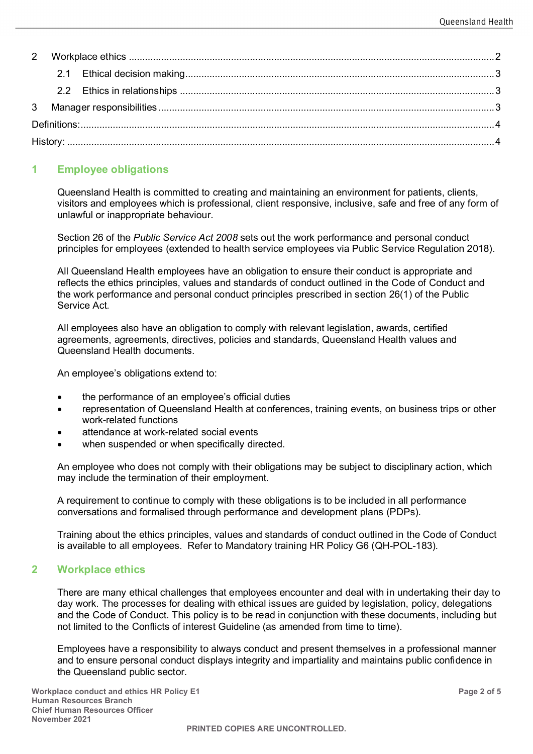| | | |
|---|---|---|
| 2 | Workplace ethics | 2 |
| | 2.1 Ethical decision making | 3 |
| | 2.2 Ethics in relationships | 3 |
| 3 | Manager responsibilities | 3 |
| Definitions: | | 4 |
| History: | | 4 |

## 1 Employee obligations

Queensland Health is committed to creating and maintaining an environment for patients, clients, visitors and employees which is professional, client responsive, inclusive, safe and free of any form of unlawful or inappropriate behaviour.

Section 26 of the *Public Service Act 2008* sets out the work performance and personal conduct principles for employees (extended to health service employees via Public Service Regulation 2018).

All Queensland Health employees have an obligation to ensure their conduct is appropriate and reflects the ethics principles, values and standards of conduct outlined in the Code of Conduct and the work performance and personal conduct principles prescribed in section 26(1) of the Public Service Act.

All employees also have an obligation to comply with relevant legislation, awards, certified agreements, agreements, directives, policies and standards, Queensland Health values and Queensland Health documents.

An employee's obligations extend to:

- the performance of an employee's official duties
- representation of Queensland Health at conferences, training events, on business trips or other work-related functions
- attendance at work-related social events
- when suspended or when specifically directed.

An employee who does not comply with their obligations may be subject to disciplinary action, which may include the termination of their employment.

A requirement to continue to comply with these obligations is to be included in all performance conversations and formalised through performance and development plans (PDPs).

Training about the ethics principles, values and standards of conduct outlined in the Code of Conduct is available to all employees. Refer to Mandatory training HR Policy G6 (QH-POL-183).

## 2 Workplace ethics

There are many ethical challenges that employees encounter and deal with in undertaking their day to day work. The processes for dealing with ethical issues are guided by legislation, policy, delegations and the Code of Conduct. This policy is to be read in conjunction with these documents, including but not limited to the Conflicts of interest Guideline (as amended from time to time).

Employees have a responsibility to always conduct and present themselves in a professional manner and to ensure personal conduct displays integrity and impartiality and maintains public confidence in the Queensland public sector.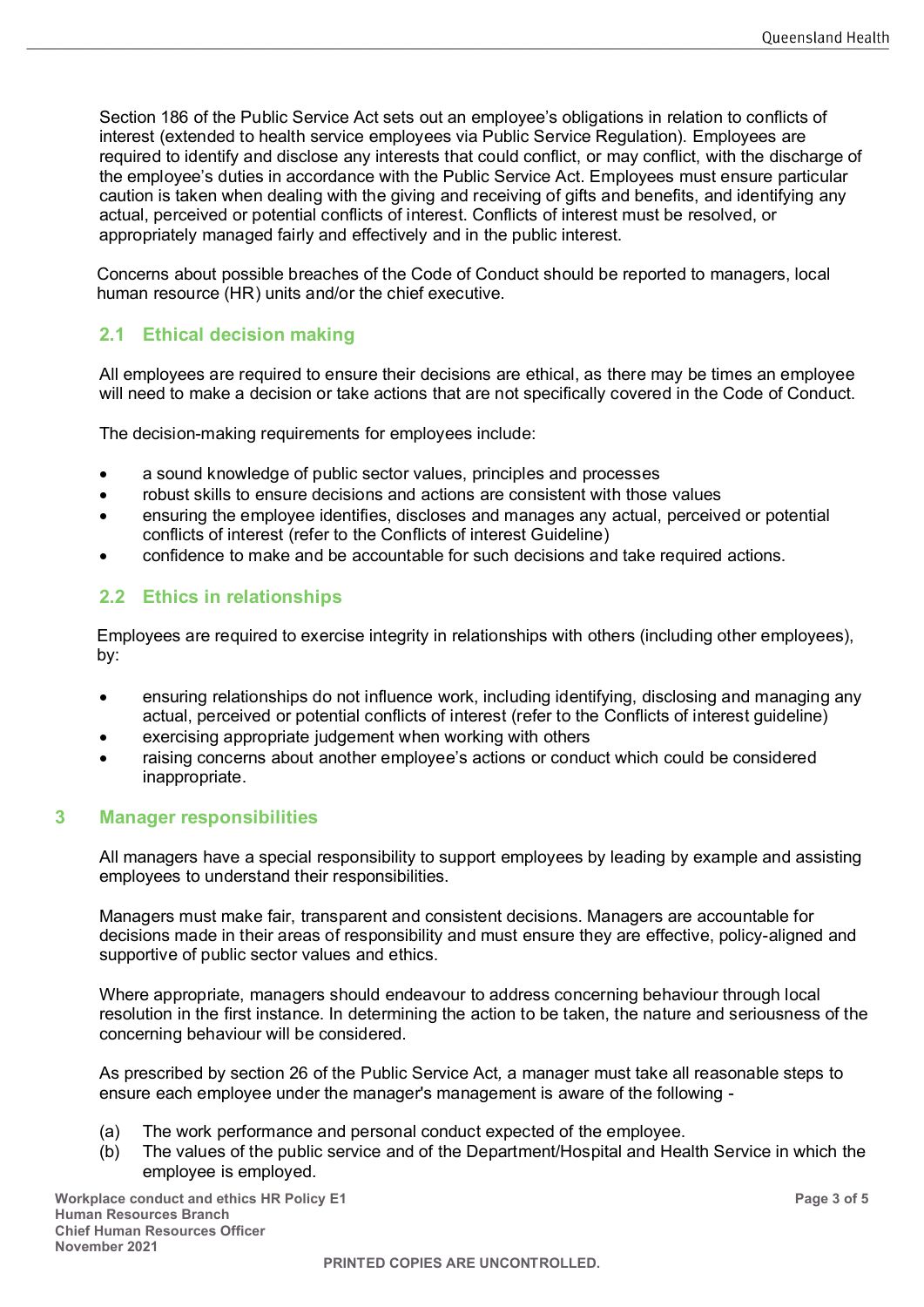Section 186 of the Public Service Act sets out an employee's obligations in relation to conflicts of interest (extended to health service employees via Public Service Regulation). Employees are required to identify and disclose any interests that could conflict, or may conflict, with the discharge of the employee's duties in accordance with the Public Service Act. Employees must ensure particular caution is taken when dealing with the giving and receiving of gifts and benefits, and identifying any actual, perceived or potential conflicts of interest. Conflicts of interest must be resolved, or appropriately managed fairly and effectively and in the public interest.

Concerns about possible breaches of the Code of Conduct should be reported to managers, local human resource (HR) units and/or the chief executive.

## 2.1 Ethical decision making

All employees are required to ensure their decisions are ethical, as there may be times an employee will need to make a decision or take actions that are not specifically covered in the Code of Conduct.

The decision-making requirements for employees include:

- a sound knowledge of public sector values, principles and processes
- robust skills to ensure decisions and actions are consistent with those values
- ensuring the employee identifies, discloses and manages any actual, perceived or potential conflicts of interest (refer to the Conflicts of interest Guideline)
- confidence to make and be accountable for such decisions and take required actions.

## 2.2 Ethics in relationships

Employees are required to exercise integrity in relationships with others (including other employees), by:

- ensuring relationships do not influence work, including identifying, disclosing and managing any actual, perceived or potential conflicts of interest (refer to the Conflicts of interest guideline)
- exercising appropriate judgement when working with others
- raising concerns about another employee's actions or conduct which could be considered inappropriate.

# 3 Manager responsibilities

All managers have a special responsibility to support employees by leading by example and assisting employees to understand their responsibilities.

Managers must make fair, transparent and consistent decisions. Managers are accountable for decisions made in their areas of responsibility and must ensure they are effective, policy-aligned and supportive of public sector values and ethics.

Where appropriate, managers should endeavour to address concerning behaviour through local resolution in the first instance. In determining the action to be taken, the nature and seriousness of the concerning behaviour will be considered.

As prescribed by section 26 of the Public Service Act, a manager must take all reasonable steps to ensure each employee under the manager's management is aware of the following -

(a) The work performance and personal conduct expected of the employee.

(b) The values of the public service and of the Department/Hospital and Health Service in which the employee is employed.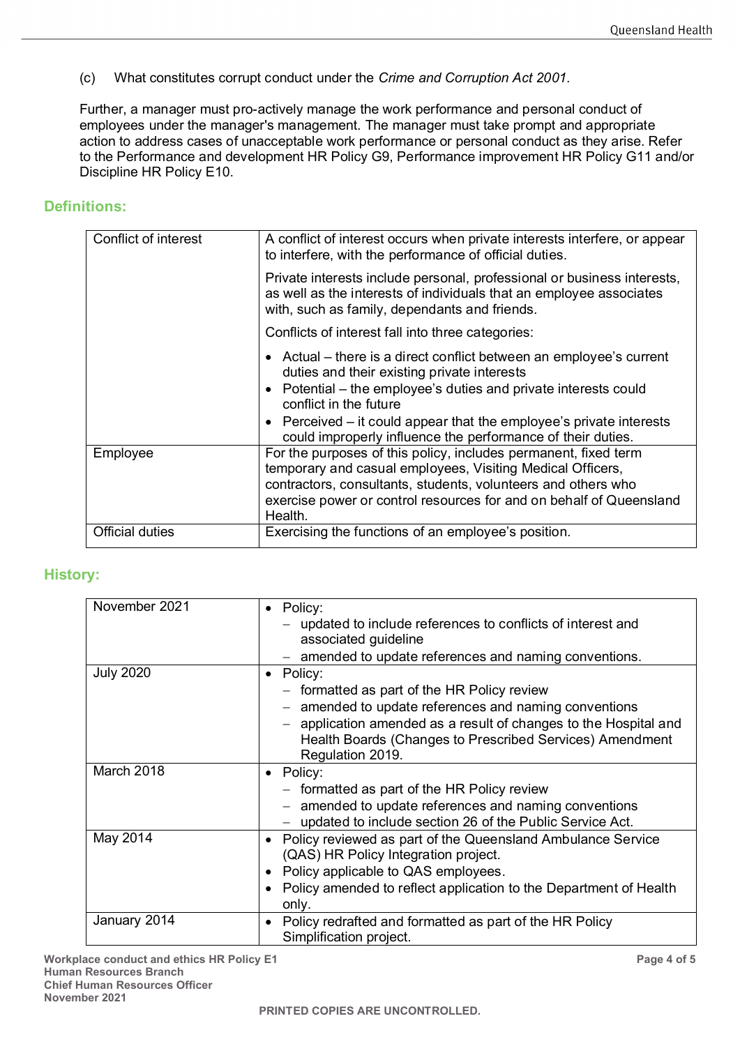(c) What constitutes corrupt conduct under the *Crime and Corruption Act 2001*.

Further, a manager must pro-actively manage the work performance and personal conduct of employees under the manager's management. The manager must take prompt and appropriate action to address cases of unacceptable work performance or personal conduct as they arise. Refer to the Performance and development HR Policy G9, Performance improvement HR Policy G11 and/or Discipline HR Policy E10.

## Definitions:

| | |
|---|---|
| Conflict of interest | A conflict of interest occurs when private interests interfere, or appear to interfere, with the performance of official duties.<br><br>Private interests include personal, professional or business interests, as well as the interests of individuals that an employee associates with, such as family, dependants and friends.<br><br>Conflicts of interest fall into three categories:<br><br>• Actual – there is a direct conflict between an employee's current duties and their existing private interests<br>• Potential – the employee's duties and private interests could conflict in the future<br>• Perceived – it could appear that the employee's private interests could improperly influence the performance of their duties. |
| Employee | For the purposes of this policy, includes permanent, fixed term temporary and casual employees, Visiting Medical Officers, contractors, consultants, students, volunteers and others who exercise power or control resources for and on behalf of Queensland Health. |
| Official duties | Exercising the functions of an employee's position. |

## History:

| | |
|---|---|
| November 2021 | • Policy:<br>– updated to include references to conflicts of interest and associated guideline<br>– amended to update references and naming conventions. |
| July 2020 | • Policy:<br>– formatted as part of the HR Policy review<br>– amended to update references and naming conventions<br>– application amended as a result of changes to the Hospital and Health Boards (Changes to Prescribed Services) Amendment Regulation 2019. |
| March 2018 | • Policy:<br>– formatted as part of the HR Policy review<br>– amended to update references and naming conventions<br>– updated to include section 26 of the Public Service Act. |
| May 2014 | • Policy reviewed as part of the Queensland Ambulance Service (QAS) HR Policy Integration project.<br>• Policy applicable to QAS employees.<br>• Policy amended to reflect application to the Department of Health only. |
| January 2014 | • Policy redrafted and formatted as part of the HR Policy Simplification project. |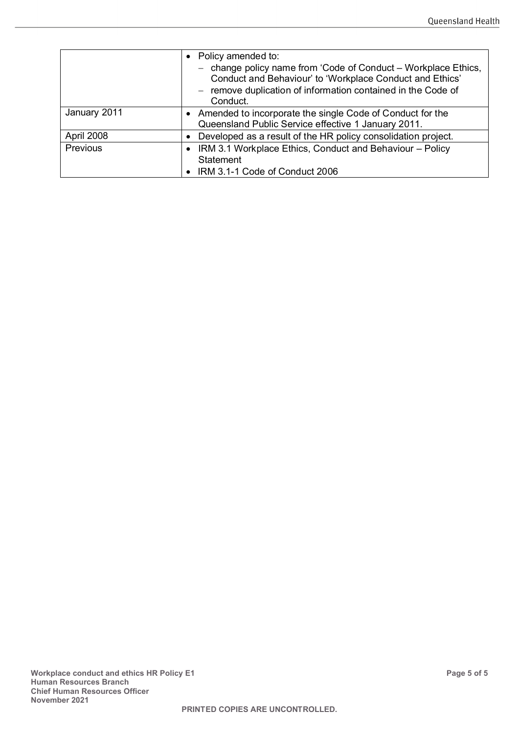| | |
|---|---|
| | • Policy amended to:<br>– change policy name from 'Code of Conduct – Workplace Ethics, Conduct and Behaviour' to 'Workplace Conduct and Ethics'<br>– remove duplication of information contained in the Code of Conduct. |
| January 2011 | • Amended to incorporate the single Code of Conduct for the Queensland Public Service effective 1 January 2011. |
| April 2008 | • Developed as a result of the HR policy consolidation project. |
| Previous | • IRM 3.1 Workplace Ethics, Conduct and Behaviour – Policy Statement<br>• IRM 3.1-1 Code of Conduct 2006 |